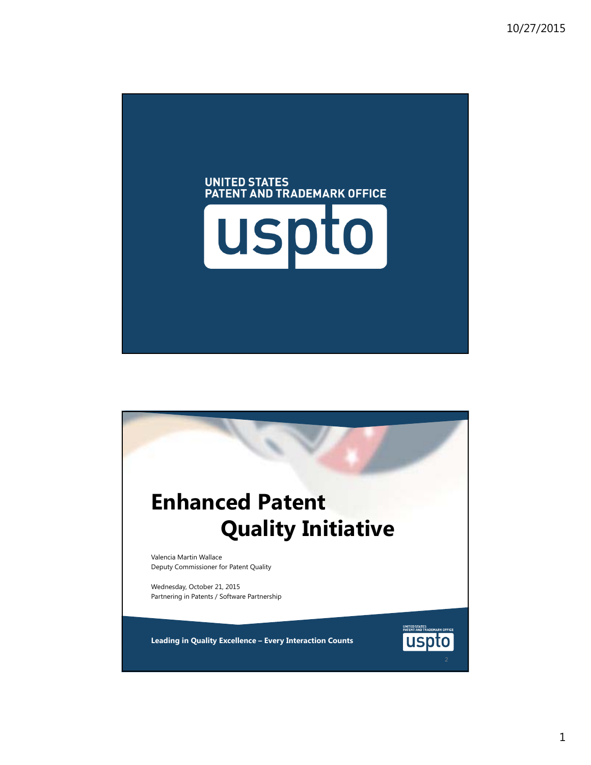UNITED STATES
PATENT AND TRADEMARK OFFICE

uspto

# Enhanced Patent Quality Initiative

Valencia Martin Wallace
Deputy Commissioner for Patent Quality

Wednesday, October 21, 2015
Partnering in Patents / Software Partnership

**Leading in Quality Excellence – Every Interaction Counts**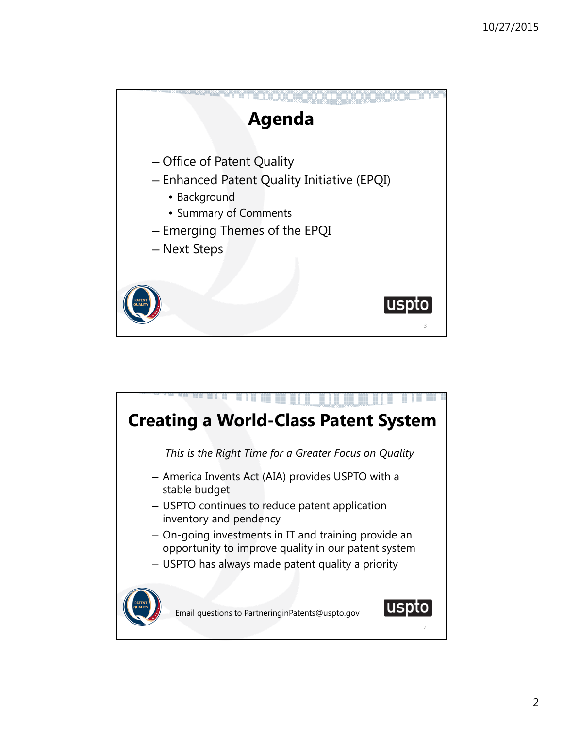# Agenda

- Office of Patent Quality
- Enhanced Patent Quality Initiative (EPQI)
  - Background
  - Summary of Comments
- Emerging Themes of the EPQI
- Next Steps

# Creating a World-Class Patent System

*This is the Right Time for a Greater Focus on Quality*

- America Invents Act (AIA) provides USPTO with a stable budget
- USPTO continues to reduce patent application inventory and pendency
- On-going investments in IT and training provide an opportunity to improve quality in our patent system
- USPTO has always made patent quality a priority

Email questions to PartneringinPatents@uspto.gov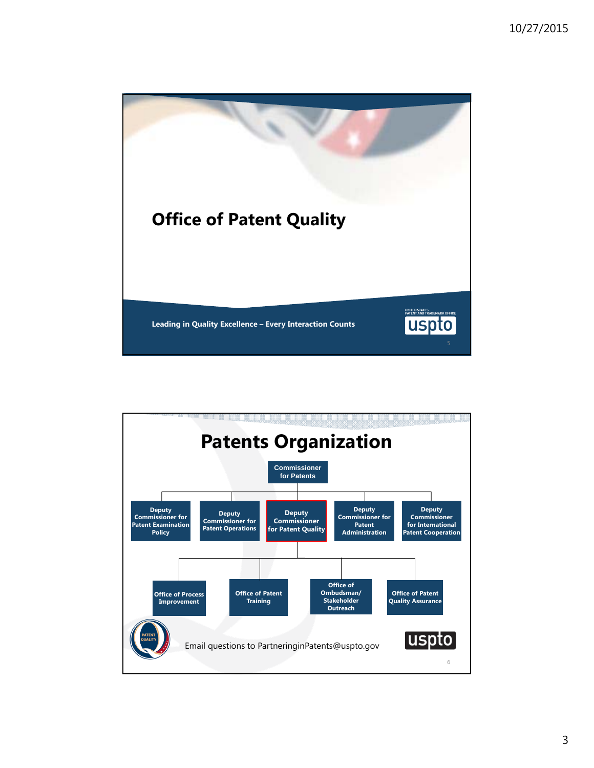# Office of Patent Quality

Leading in Quality Excellence – Every Interaction Counts

# Patents Organization

- Commissioner for Patents
  - Deputy Commissioner for Patent Examination Policy
  - Deputy Commissioner for Patent Operations
  - Deputy Commissioner for Patent Quality
    - Office of Process Improvement
    - Office of Patent Training
    - Office of Ombudsman/ Stakeholder Outreach
    - Office of Patent Quality Assurance
  - Deputy Commissioner for Patent Administration
  - Deputy Commissioner for International Patent Cooperation

Email questions to PartneringinPatents@uspto.gov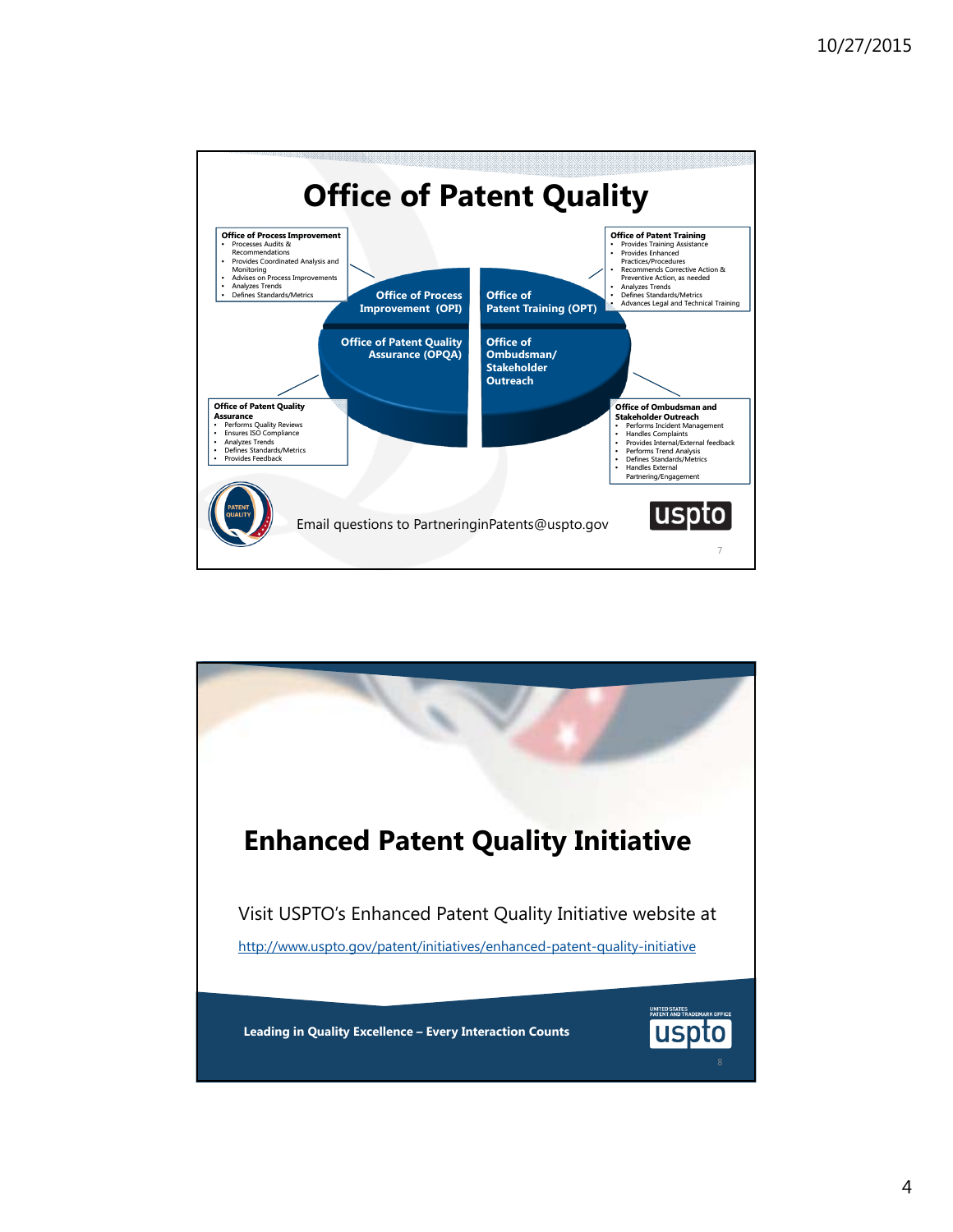# Office of Patent Quality

**Office of Process Improvement**
- Processes Audits & Recommendations
- Provides Coordinated Analysis and Monitoring
- Advises on Process Improvements
- Analyzes Trends
- Defines Standards/Metrics

**Office of Patent Training**
- Provides Training Assistance
- Provides Enhanced Practices/Procedures
- Recommends Corrective Action & Preventive Action, as needed
- Analyzes Trends
- Defines Standards/Metrics
- Advances Legal and Technical Training

Office of Process Improvement (OPI)

Office of Patent Training (OPT)

Office of Patent Quality Assurance (OPQA)

Office of Ombudsman/ Stakeholder Outreach

**Office of Patent Quality Assurance**
- Performs Quality Reviews
- Ensures ISO Compliance
- Analyzes Trends
- Defines Standards/Metrics
- Provides Feedback

**Office of Ombudsman and Stakeholder Outreach**
- Performs Incident Management
- Handles Complaints
- Provides Internal/External feedback
- Performs Trend Analysis
- Defines Standards/Metrics
- Handles External Partnering/Engagement

Email questions to PartneringinPatents@uspto.gov

# Enhanced Patent Quality Initiative

Visit USPTO's Enhanced Patent Quality Initiative website at

http://www.uspto.gov/patent/initiatives/enhanced-patent-quality-initiative

**Leading in Quality Excellence – Every Interaction Counts**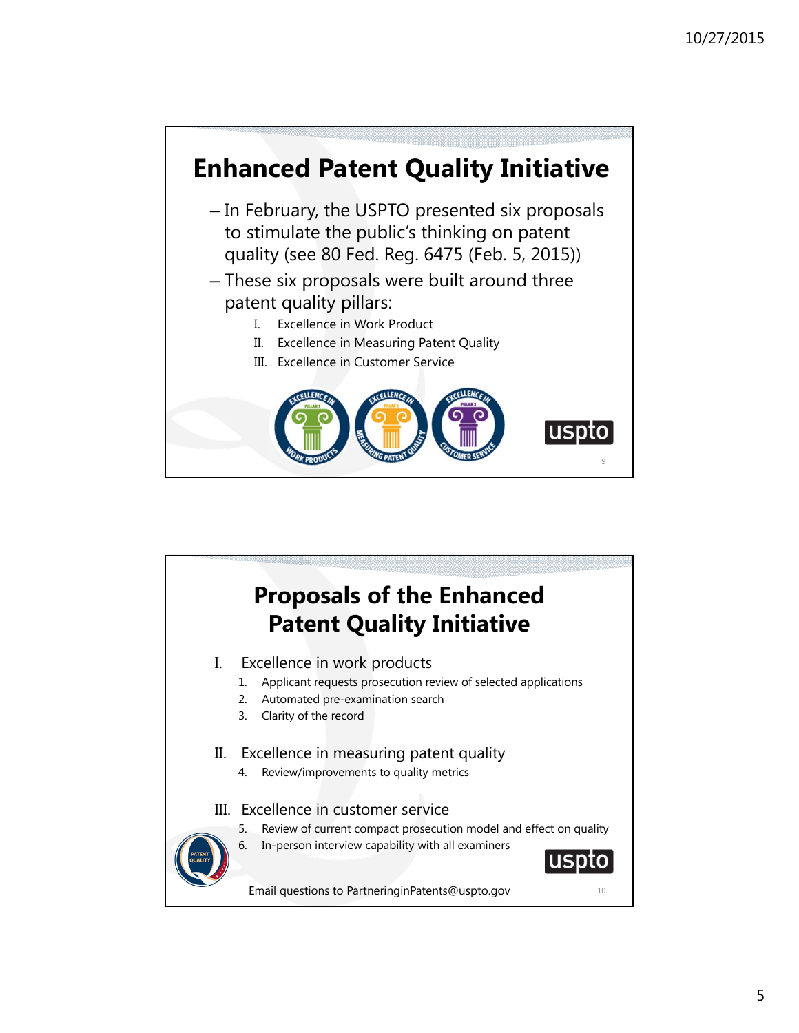# Enhanced Patent Quality Initiative

- In February, the USPTO presented six proposals to stimulate the public's thinking on patent quality (see 80 Fed. Reg. 6475 (Feb. 5, 2015))
- These six proposals were built around three patent quality pillars:
  - I. Excellence in Work Product
  - II. Excellence in Measuring Patent Quality
  - III. Excellence in Customer Service

# Proposals of the Enhanced Patent Quality Initiative

I. Excellence in work products
   1. Applicant requests prosecution review of selected applications
   2. Automated pre-examination search
   3. Clarity of the record

II. Excellence in measuring patent quality
   4. Review/improvements to quality metrics

III. Excellence in customer service
   5. Review of current compact prosecution model and effect on quality
   6. In-person interview capability with all examiners

Email questions to PartneringinPatents@uspto.gov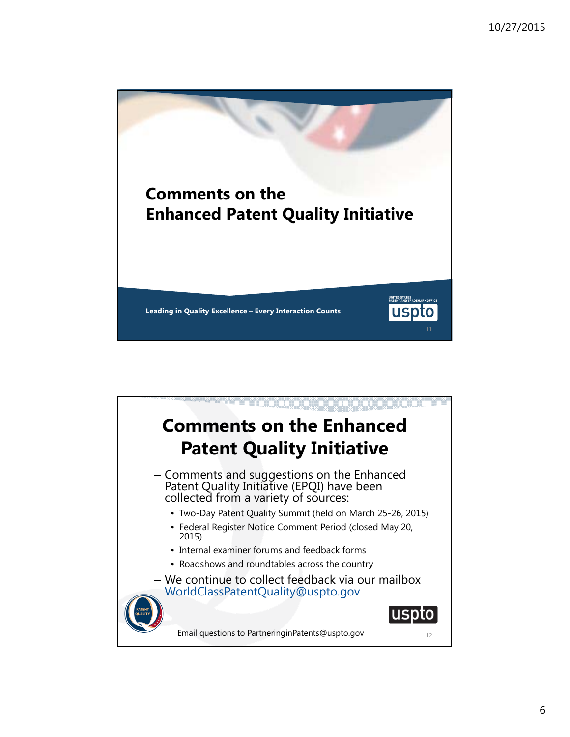# Comments on the Enhanced Patent Quality Initiative

Leading in Quality Excellence – Every Interaction Counts

## Comments on the Enhanced Patent Quality Initiative

- Comments and suggestions on the Enhanced Patent Quality Initiative (EPQI) have been collected from a variety of sources:
  - Two-Day Patent Quality Summit (held on March 25-26, 2015)
  - Federal Register Notice Comment Period (closed May 20, 2015)
  - Internal examiner forums and feedback forms
  - Roadshows and roundtables across the country
- We continue to collect feedback via our mailbox WorldClassPatentQuality@uspto.gov

Email questions to PartneringinPatents@uspto.gov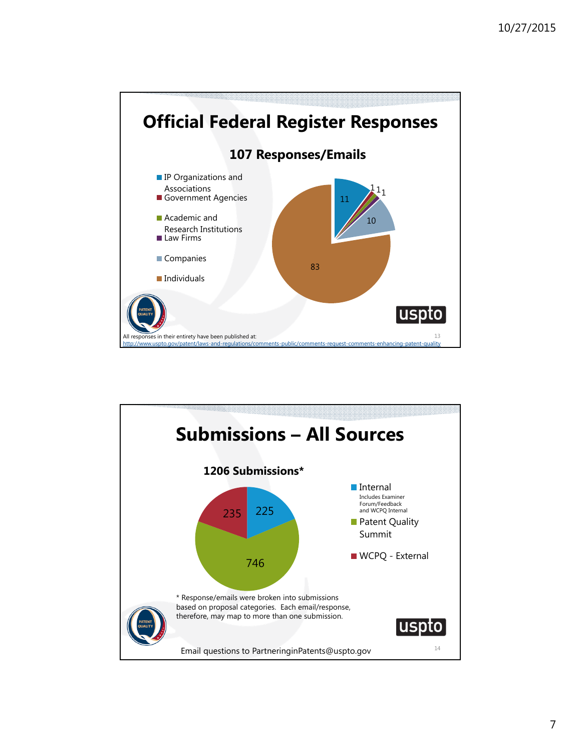# Official Federal Register Responses

## 107 Responses/Emails

| Category | Responses |
|---|---|
| IP Organizations and Associations | 11 |
| Government Agencies | 1 |
| Academic and Research Institutions | 1 |
| Law Firms | 1 |
| Companies | 10 |
| Individuals | 83 |

All responses in their entirety have been published at: http://www.uspto.gov/patent/laws-and-regulations/comments-public/comments-request-comments-enhancing-patent-quality

# Submissions – All Sources

## 1206 Submissions*

| Source | Submissions |
|---|---|
| Internal (Includes Examiner Forum/Feedback and WCPQ Internal) | 225 |
| Patent Quality Summit | 746 |
| WCPQ - External | 235 |

* Response/emails were broken into submissions based on proposal categories. Each email/response, therefore, may map to more than one submission.

Email questions to PartneringinPatents@uspto.gov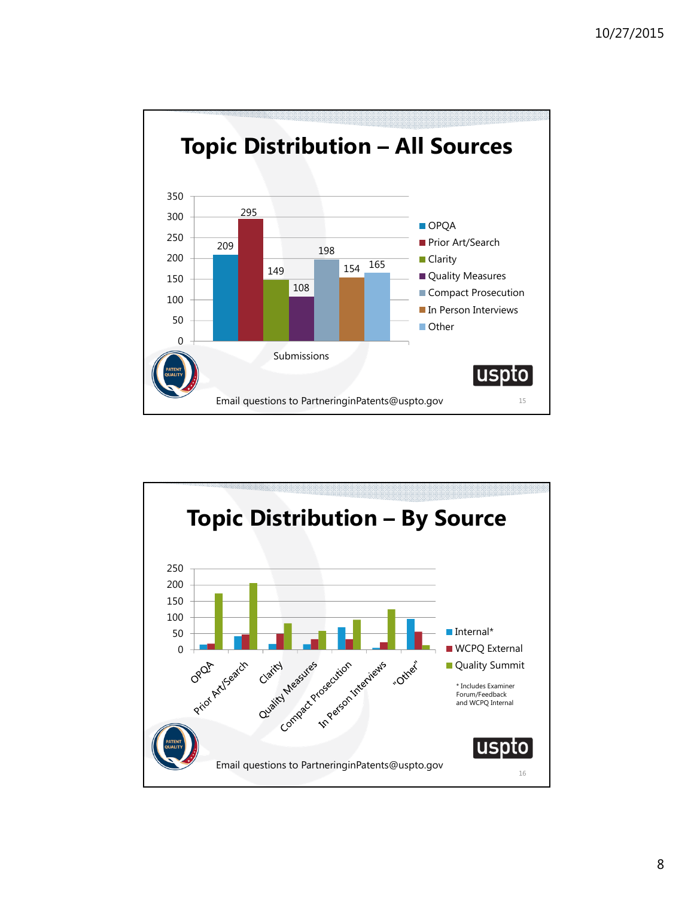# Topic Distribution – All Sources

| Submissions | Count |
| --- | --- |
| OPQA | 209 |
| Prior Art/Search | 295 |
| Clarity | 149 |
| Quality Measures | 108 |
| Compact Prosecution | 198 |
| In Person Interviews | 154 |
| Other | 165 |

Email questions to PartneringinPatents@uspto.gov

# Topic Distribution – By Source

Legend: Internal*, WCPQ External, Quality Summit

Categories: OPQA, Prior Art/Search, Clarity, Quality Measures, Compact Prosecution, In Person Interviews, "Other"

\* Includes Examiner Forum/Feedback and WCPQ Internal

Email questions to PartneringinPatents@uspto.gov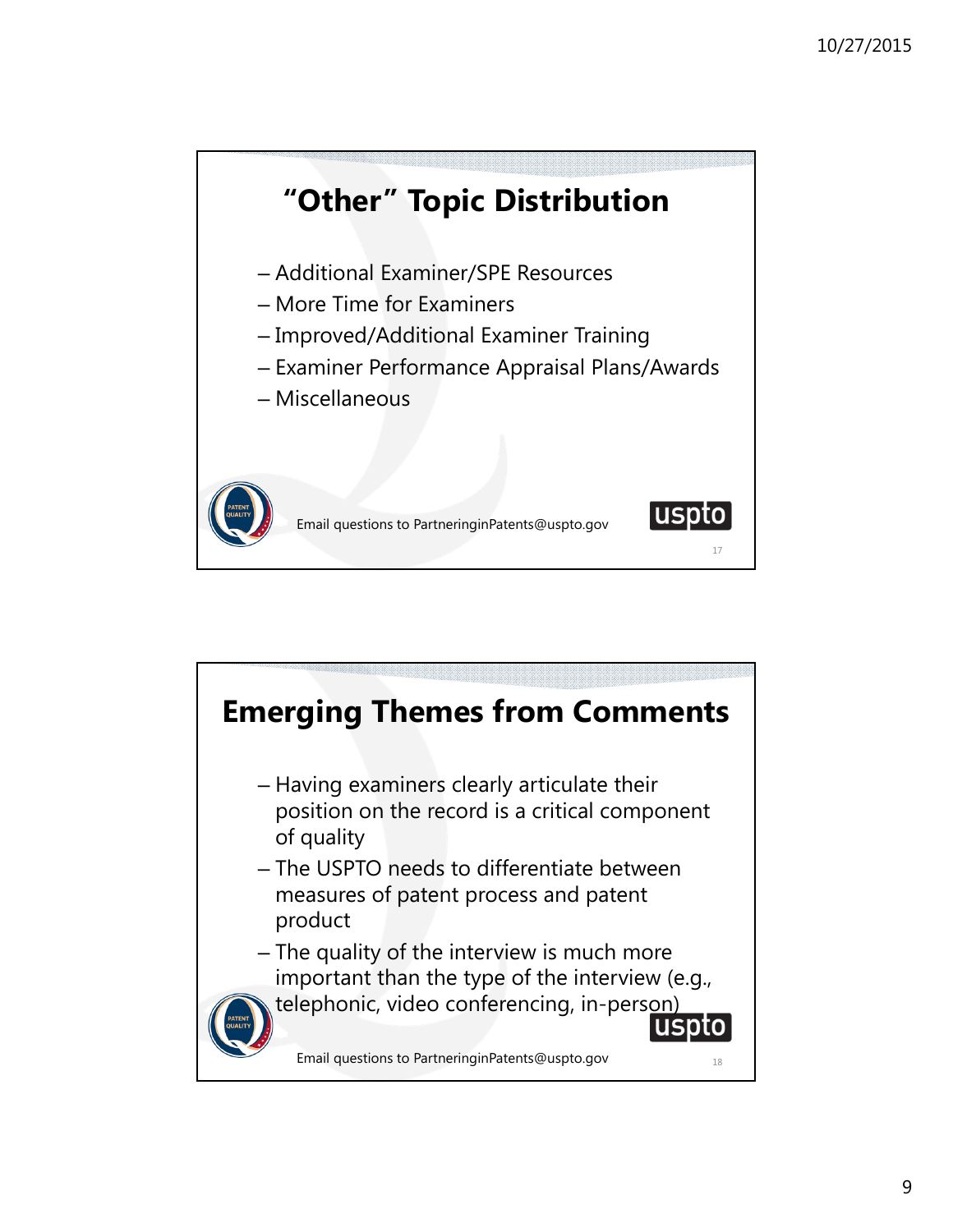## "Other" Topic Distribution

- Additional Examiner/SPE Resources
- More Time for Examiners
- Improved/Additional Examiner Training
- Examiner Performance Appraisal Plans/Awards
- Miscellaneous

Email questions to PartneringinPatents@uspto.gov

## Emerging Themes from Comments

- Having examiners clearly articulate their position on the record is a critical component of quality
- The USPTO needs to differentiate between measures of patent process and patent product
- The quality of the interview is much more important than the type of the interview (e.g., telephonic, video conferencing, in-person)

Email questions to PartneringinPatents@uspto.gov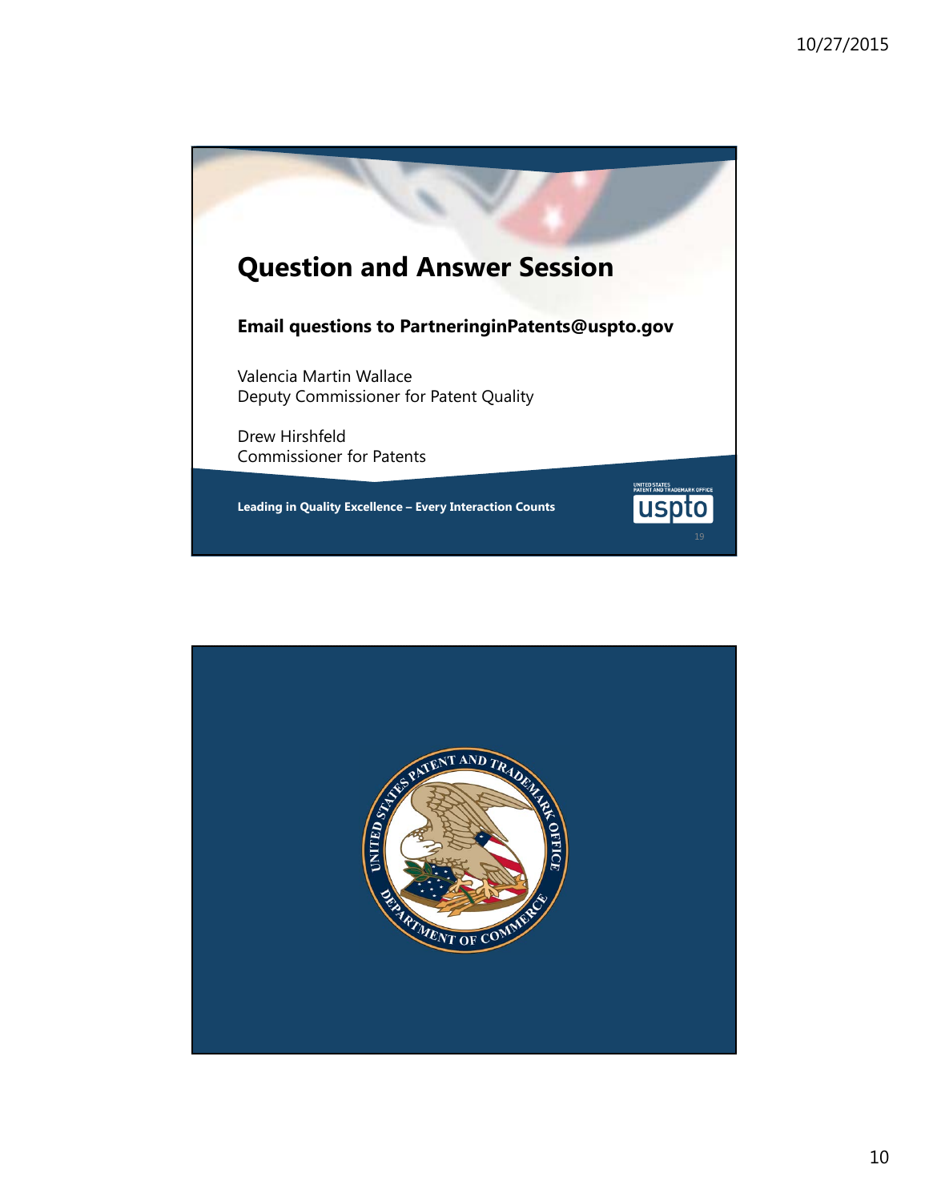# Question and Answer Session

**Email questions to PartneringinPatents@uspto.gov**

Valencia Martin Wallace
Deputy Commissioner for Patent Quality

Drew Hirshfeld
Commissioner for Patents

**Leading in Quality Excellence – Every Interaction Counts**